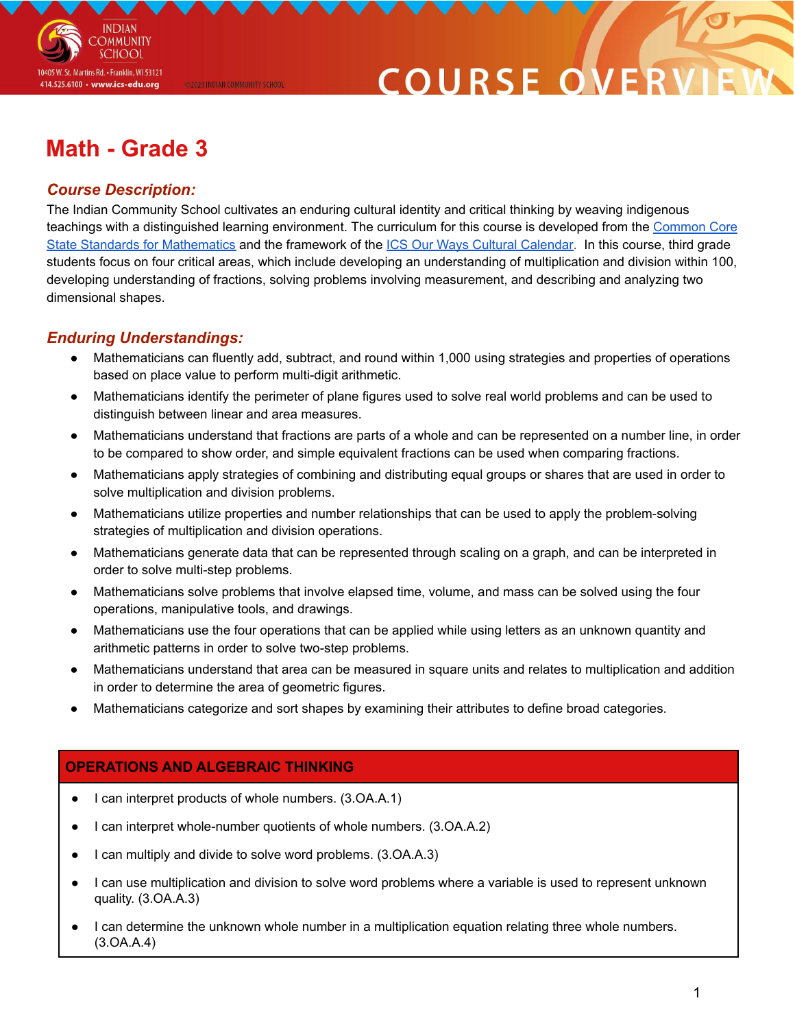# Math - Grade 3

### *Course Description:*

The Indian Community School cultivates an enduring cultural identity and critical thinking by weaving indigenous teachings with a distinguished learning environment. The curriculum for this course is developed from the Common Core State Standards for Mathematics and the framework of the ICS Our Ways Cultural Calendar. In this course, third grade students focus on four critical areas, which include developing an understanding of multiplication and division within 100, developing understanding of fractions, solving problems involving measurement, and describing and analyzing two dimensional shapes.

### *Enduring Understandings:*

- Mathematicians can fluently add, subtract, and round within 1,000 using strategies and properties of operations based on place value to perform multi-digit arithmetic.
- Mathematicians identify the perimeter of plane figures used to solve real world problems and can be used to distinguish between linear and area measures.
- Mathematicians understand that fractions are parts of a whole and can be represented on a number line, in order to be compared to show order, and simple equivalent fractions can be used when comparing fractions.
- Mathematicians apply strategies of combining and distributing equal groups or shares that are used in order to solve multiplication and division problems.
- Mathematicians utilize properties and number relationships that can be used to apply the problem-solving strategies of multiplication and division operations.
- Mathematicians generate data that can be represented through scaling on a graph, and can be interpreted in order to solve multi-step problems.
- Mathematicians solve problems that involve elapsed time, volume, and mass can be solved using the four operations, manipulative tools, and drawings.
- Mathematicians use the four operations that can be applied while using letters as an unknown quantity and arithmetic patterns in order to solve two-step problems.
- Mathematicians understand that area can be measured in square units and relates to multiplication and addition in order to determine the area of geometric figures.
- Mathematicians categorize and sort shapes by examining their attributes to define broad categories.

| OPERATIONS AND ALGEBRAIC THINKING |
|---|
| • I can interpret products of whole numbers. (3.OA.A.1) |
| • I can interpret whole-number quotients of whole numbers. (3.OA.A.2) |
| • I can multiply and divide to solve word problems. (3.OA.A.3) |
| • I can use multiplication and division to solve word problems where a variable is used to represent unknown quality. (3.OA.A.3) |
| • I can determine the unknown whole number in a multiplication equation relating three whole numbers. (3.OA.A.4) |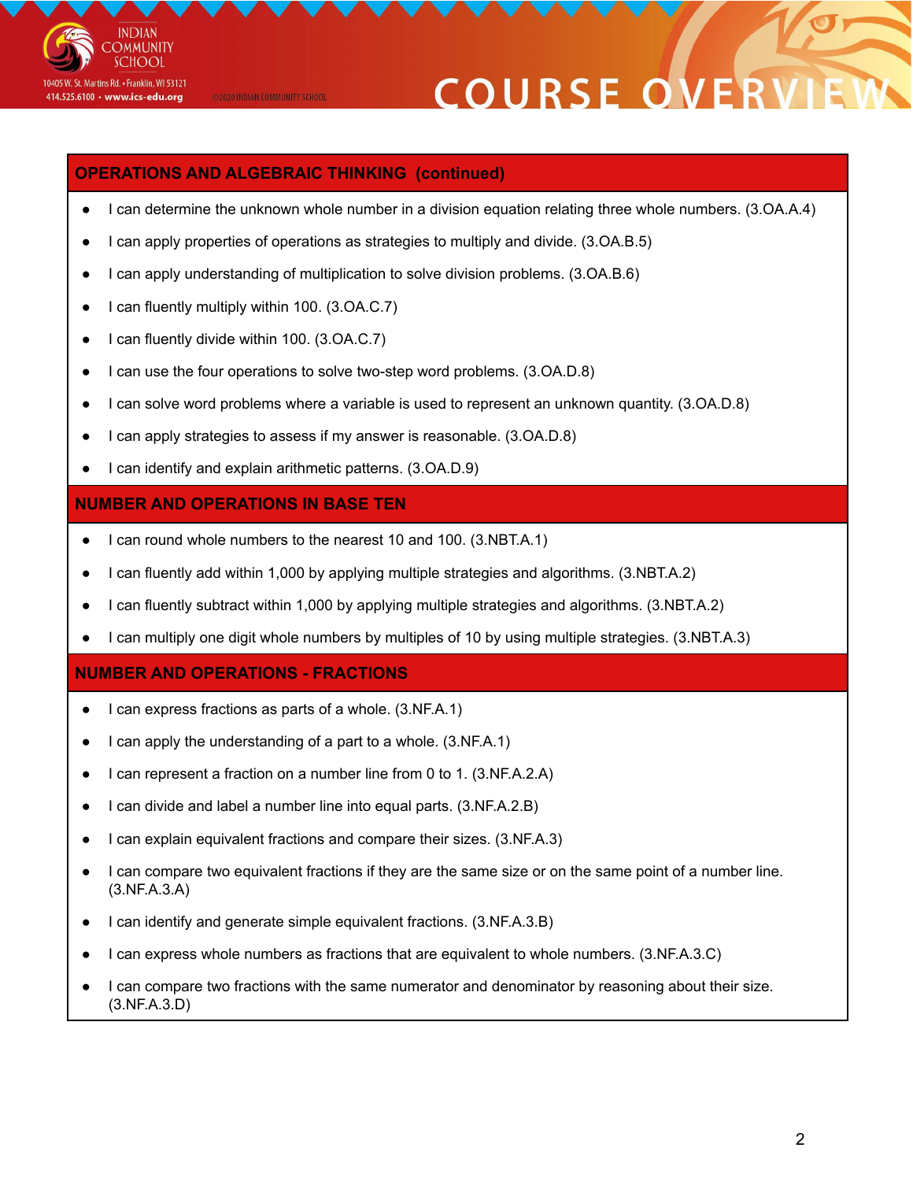## OPERATIONS AND ALGEBRAIC THINKING (continued)

- I can determine the unknown whole number in a division equation relating three whole numbers. (3.OA.A.4)
- I can apply properties of operations as strategies to multiply and divide. (3.OA.B.5)
- I can apply understanding of multiplication to solve division problems. (3.OA.B.6)
- I can fluently multiply within 100. (3.OA.C.7)
- I can fluently divide within 100. (3.OA.C.7)
- I can use the four operations to solve two-step word problems. (3.OA.D.8)
- I can solve word problems where a variable is used to represent an unknown quantity. (3.OA.D.8)
- I can apply strategies to assess if my answer is reasonable. (3.OA.D.8)
- I can identify and explain arithmetic patterns. (3.OA.D.9)

## NUMBER AND OPERATIONS IN BASE TEN

- I can round whole numbers to the nearest 10 and 100. (3.NBT.A.1)
- I can fluently add within 1,000 by applying multiple strategies and algorithms. (3.NBT.A.2)
- I can fluently subtract within 1,000 by applying multiple strategies and algorithms. (3.NBT.A.2)
- I can multiply one digit whole numbers by multiples of 10 by using multiple strategies. (3.NBT.A.3)

## NUMBER AND OPERATIONS - FRACTIONS

- I can express fractions as parts of a whole. (3.NF.A.1)
- I can apply the understanding of a part to a whole. (3.NF.A.1)
- I can represent a fraction on a number line from 0 to 1. (3.NF.A.2.A)
- I can divide and label a number line into equal parts. (3.NF.A.2.B)
- I can explain equivalent fractions and compare their sizes. (3.NF.A.3)
- I can compare two equivalent fractions if they are the same size or on the same point of a number line. (3.NF.A.3.A)
- I can identify and generate simple equivalent fractions. (3.NF.A.3.B)
- I can express whole numbers as fractions that are equivalent to whole numbers. (3.NF.A.3.C)
- I can compare two fractions with the same numerator and denominator by reasoning about their size. (3.NF.A.3.D)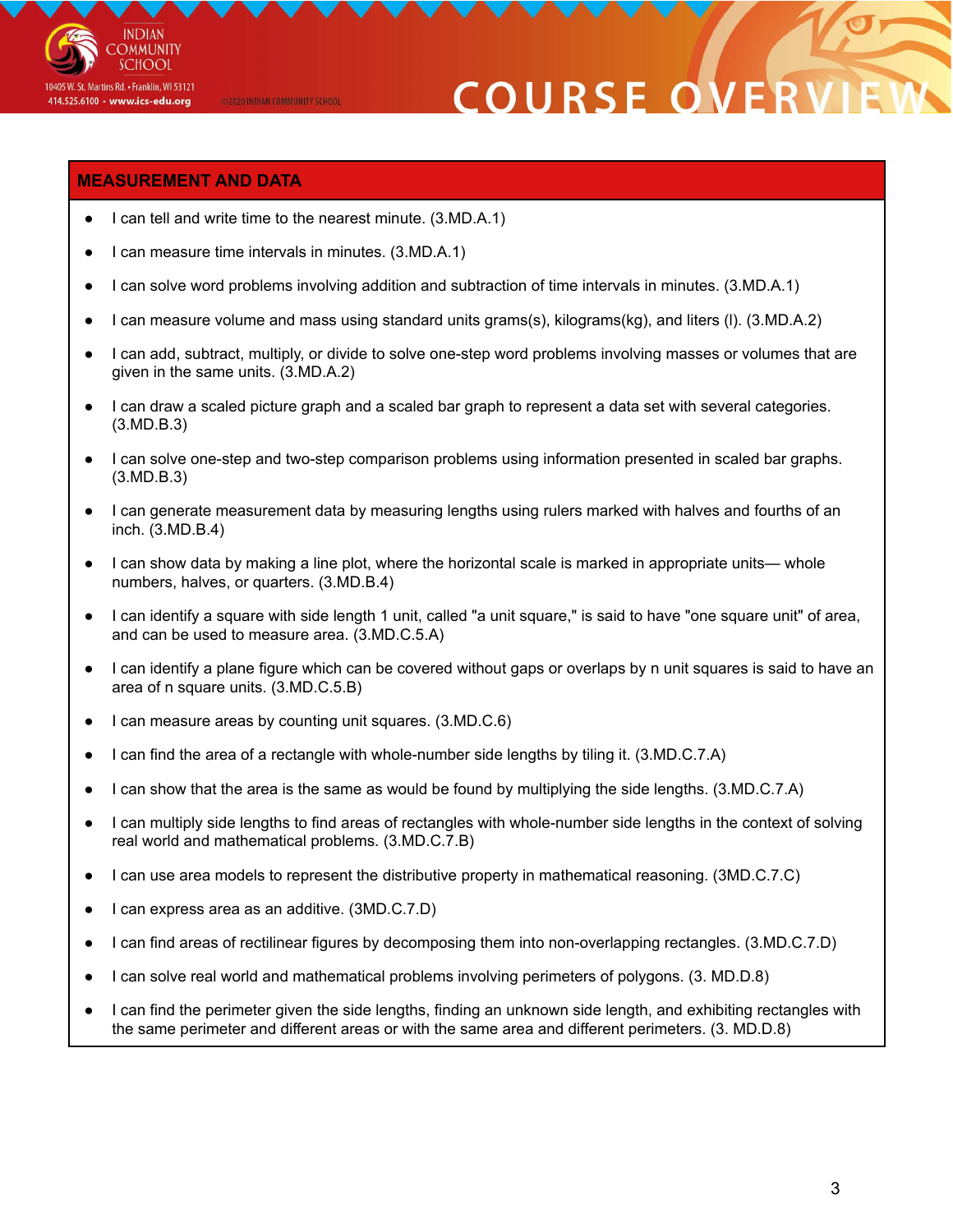## MEASUREMENT AND DATA

- I can tell and write time to the nearest minute. (3.MD.A.1)
- I can measure time intervals in minutes. (3.MD.A.1)
- I can solve word problems involving addition and subtraction of time intervals in minutes. (3.MD.A.1)
- I can measure volume and mass using standard units grams(s), kilograms(kg), and liters (l). (3.MD.A.2)
- I can add, subtract, multiply, or divide to solve one-step word problems involving masses or volumes that are given in the same units. (3.MD.A.2)
- I can draw a scaled picture graph and a scaled bar graph to represent a data set with several categories. (3.MD.B.3)
- I can solve one-step and two-step comparison problems using information presented in scaled bar graphs. (3.MD.B.3)
- I can generate measurement data by measuring lengths using rulers marked with halves and fourths of an inch. (3.MD.B.4)
- I can show data by making a line plot, where the horizontal scale is marked in appropriate units— whole numbers, halves, or quarters. (3.MD.B.4)
- I can identify a square with side length 1 unit, called "a unit square," is said to have "one square unit" of area, and can be used to measure area. (3.MD.C.5.A)
- I can identify a plane figure which can be covered without gaps or overlaps by n unit squares is said to have an area of n square units. (3.MD.C.5.B)
- I can measure areas by counting unit squares. (3.MD.C.6)
- I can find the area of a rectangle with whole-number side lengths by tiling it. (3.MD.C.7.A)
- I can show that the area is the same as would be found by multiplying the side lengths. (3.MD.C.7.A)
- I can multiply side lengths to find areas of rectangles with whole-number side lengths in the context of solving real world and mathematical problems. (3.MD.C.7.B)
- I can use area models to represent the distributive property in mathematical reasoning. (3MD.C.7.C)
- I can express area as an additive. (3MD.C.7.D)
- I can find areas of rectilinear figures by decomposing them into non-overlapping rectangles. (3.MD.C.7.D)
- I can solve real world and mathematical problems involving perimeters of polygons. (3. MD.D.8)
- I can find the perimeter given the side lengths, finding an unknown side length, and exhibiting rectangles with the same perimeter and different areas or with the same area and different perimeters. (3. MD.D.8)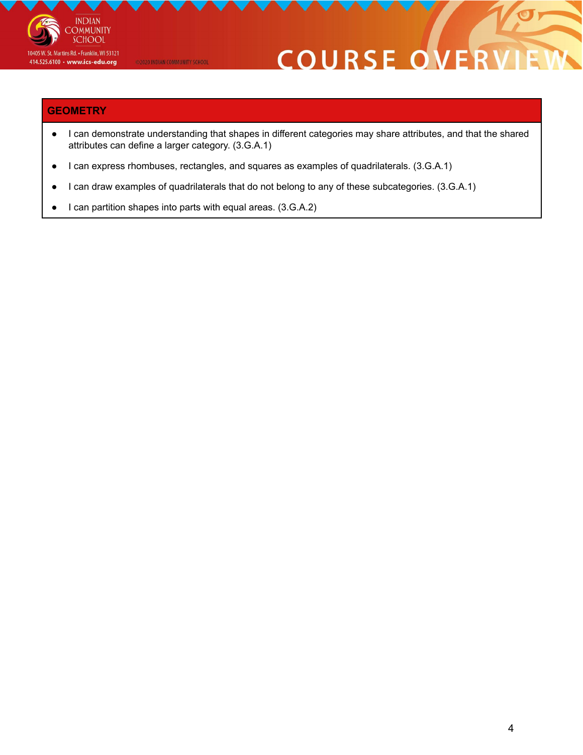## GEOMETRY

- I can demonstrate understanding that shapes in different categories may share attributes, and that the shared attributes can define a larger category. (3.G.A.1)
- I can express rhombuses, rectangles, and squares as examples of quadrilaterals. (3.G.A.1)
- I can draw examples of quadrilaterals that do not belong to any of these subcategories. (3.G.A.1)
- I can partition shapes into parts with equal areas. (3.G.A.2)